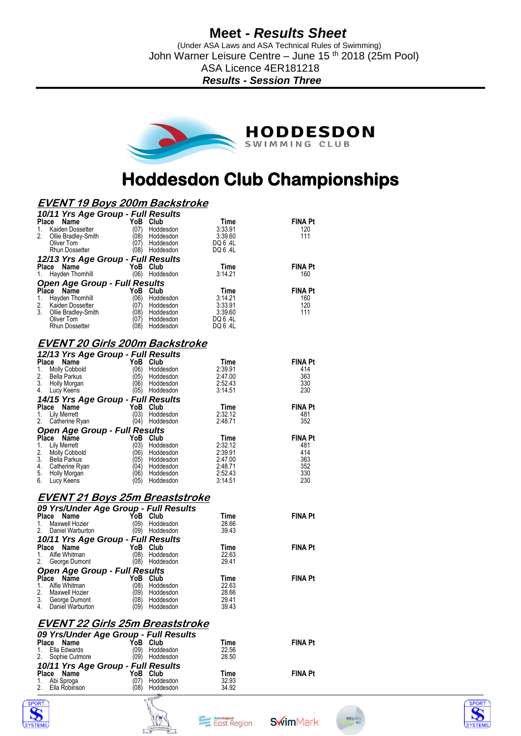# Meet - *Results Sheet*

(Under ASA Laws and ASA Technical Rules of Swimming)
John Warner Leisure Centre – June 15 th 2018 (25m Pool)
ASA Licence 4ER181218
***Results - Session Three***

HODDESDON SWIMMING CLUB

# Hoddesdon Club Championships

## *EVENT 19 Boys 200m Backstroke*

### *10/11 Yrs Age Group - Full Results*

| Place | Name | YoB | Club | Time | FINA Pt |
|---|---|---|---|---|---|
| 1. | Kaiden Dossetter | (07) | Hoddesdon | 3:33.91 | 120 |
| 2. | Ollie Bradley-Smith | (08) | Hoddesdon | 3:39.60 | 111 |
| | Oliver Tom | (07) | Hoddesdon | DQ 6 .4L | |
| | Rhun Dossetter | (08) | Hoddesdon | DQ 6 .4L | |

### *12/13 Yrs Age Group - Full Results*

| Place | Name | YoB | Club | Time | FINA Pt |
|---|---|---|---|---|---|
| 1. | Hayden Thornhill | (06) | Hoddesdon | 3:14.21 | 160 |

### *Open Age Group - Full Results*

| Place | Name | YoB | Club | Time | FINA Pt |
|---|---|---|---|---|---|
| 1. | Hayden Thornhill | (06) | Hoddesdon | 3:14.21 | 160 |
| 2. | Kaiden Dossetter | (07) | Hoddesdon | 3:33.91 | 120 |
| 3. | Ollie Bradley-Smith | (08) | Hoddesdon | 3:39.60 | 111 |
| | Oliver Tom | (07) | Hoddesdon | DQ 6 .4L | |
| | Rhun Dossetter | (08) | Hoddesdon | DQ 6 .4L | |

## *EVENT 20 Girls 200m Backstroke*

### *12/13 Yrs Age Group - Full Results*

| Place | Name | YoB | Club | Time | FINA Pt |
|---|---|---|---|---|---|
| 1. | Molly Cobbold | (06) | Hoddesdon | 2:39.91 | 414 |
| 2. | Bella Parkus | (05) | Hoddesdon | 2:47.00 | 363 |
| 3. | Holly Morgan | (06) | Hoddesdon | 2:52.43 | 330 |
| 4. | Lucy Keens | (05) | Hoddesdon | 3:14.51 | 230 |

### *14/15 Yrs Age Group - Full Results*

| Place | Name | YoB | Club | Time | FINA Pt |
|---|---|---|---|---|---|
| 1. | Lily Merrett | (03) | Hoddesdon | 2:32.12 | 481 |
| 2. | Catherine Ryan | (04) | Hoddesdon | 2:48.71 | 352 |

### *Open Age Group - Full Results*

| Place | Name | YoB | Club | Time | FINA Pt |
|---|---|---|---|---|---|
| 1. | Lily Merrett | (03) | Hoddesdon | 2:32.12 | 481 |
| 2. | Molly Cobbold | (06) | Hoddesdon | 2:39.91 | 414 |
| 3. | Bella Parkus | (05) | Hoddesdon | 2:47.00 | 363 |
| 4. | Catherine Ryan | (04) | Hoddesdon | 2:48.71 | 352 |
| 5. | Holly Morgan | (06) | Hoddesdon | 2:52.43 | 330 |
| 6. | Lucy Keens | (05) | Hoddesdon | 3:14.51 | 230 |

## *EVENT 21 Boys 25m Breaststroke*

### *09 Yrs/Under Age Group - Full Results*

| Place | Name | YoB | Club | Time | FINA Pt |
|---|---|---|---|---|---|
| 1. | Maxwell Hozier | (09) | Hoddesdon | 28.66 | |
| 2. | Daniel Warburton | (09) | Hoddesdon | 39.43 | |

### *10/11 Yrs Age Group - Full Results*

| Place | Name | YoB | Club | Time | FINA Pt |
|---|---|---|---|---|---|
| 1. | Alfie Whitman | (08) | Hoddesdon | 22.63 | |
| 2. | George Dumont | (08) | Hoddesdon | 29.41 | |

### *Open Age Group - Full Results*

| Place | Name | YoB | Club | Time | FINA Pt |
|---|---|---|---|---|---|
| 1. | Alfie Whitman | (08) | Hoddesdon | 22.63 | |
| 2. | Maxwell Hozier | (09) | Hoddesdon | 28.66 | |
| 3. | George Dumont | (08) | Hoddesdon | 29.41 | |
| 4. | Daniel Warburton | (09) | Hoddesdon | 39.43 | |

## *EVENT 22 Girls 25m Breaststroke*

### *09 Yrs/Under Age Group - Full Results*

| Place | Name | YoB | Club | Time | FINA Pt |
|---|---|---|---|---|---|
| 1. | Ella Edwards | (09) | Hoddesdon | 22.56 | |
| 2. | Sophie Cutmore | (09) | Hoddesdon | 28.50 | |

### *10/11 Yrs Age Group - Full Results*

| Place | Name | YoB | Club | Time | FINA Pt |
|---|---|---|---|---|---|
| 1. | Abi Sproga | (07) | Hoddesdon | 32.93 | |
| 2. | Ella Robinson | (08) | Hoddesdon | 34.92 | |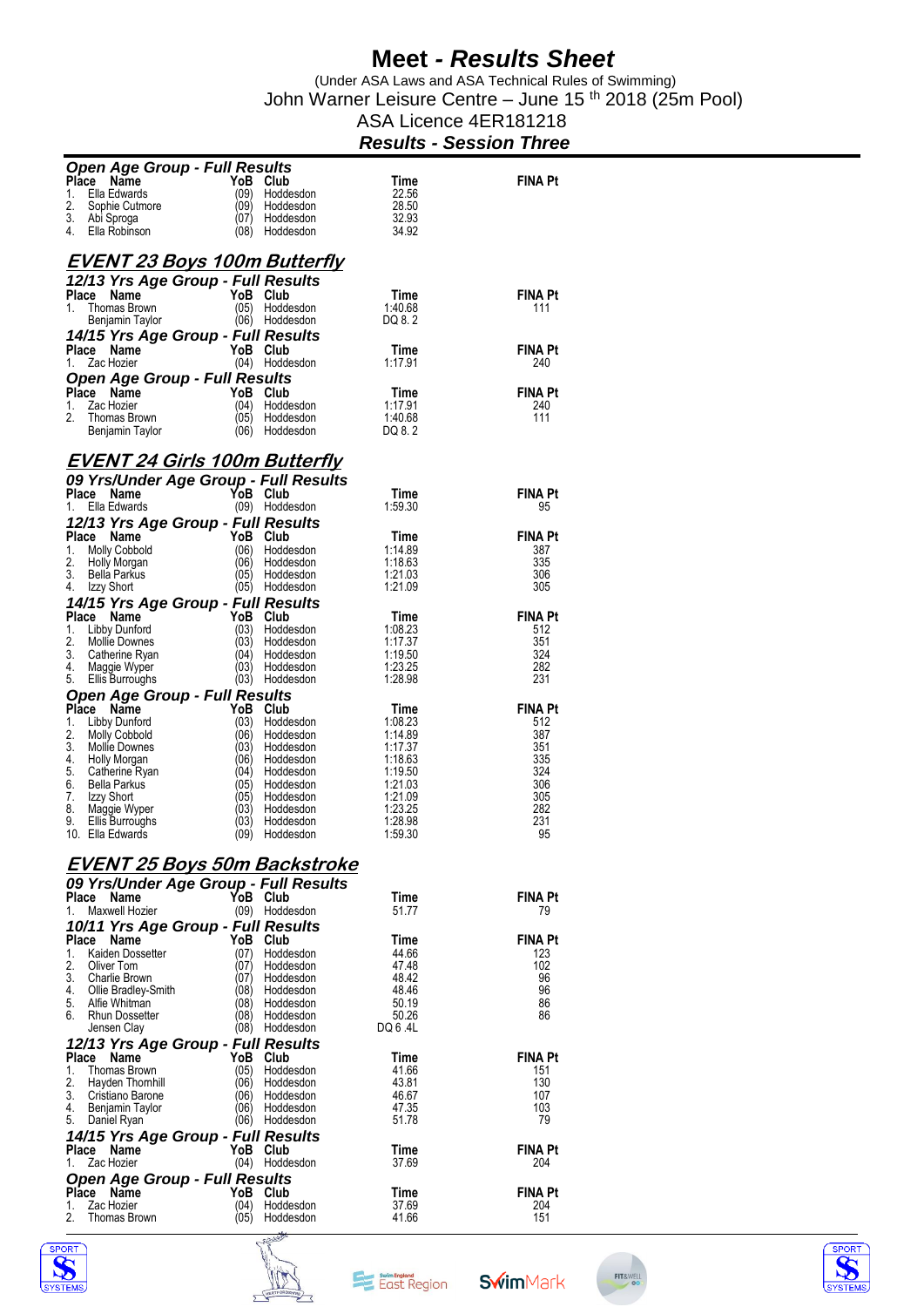# Meet - *Results Sheet*

(Under ASA Laws and ASA Technical Rules of Swimming)
John Warner Leisure Centre – June 15 th 2018 (25m Pool)
ASA Licence 4ER181218
***Results - Session Three***

***Open Age Group - Full Results***

| Place | Name | YoB | Club | Time | FINA Pt |
|---|---|---|---|---|---|
| 1. | Ella Edwards | (09) | Hoddesdon | 22.56 | |
| 2. | Sophie Cutmore | (09) | Hoddesdon | 28.50 | |
| 3. | Abi Sproga | (07) | Hoddesdon | 32.93 | |
| 4. | Ella Robinson | (08) | Hoddesdon | 34.92 | |

## EVENT 23 Boys 100m Butterfly

***12/13 Yrs Age Group - Full Results***

| Place | Name | YoB | Club | Time | FINA Pt |
|---|---|---|---|---|---|
| 1. | Thomas Brown | (05) | Hoddesdon | 1:40.68 | 111 |
| | Benjamin Taylor | (06) | Hoddesdon | DQ 8. 2 | |

***14/15 Yrs Age Group - Full Results***

| Place | Name | YoB | Club | Time | FINA Pt |
|---|---|---|---|---|---|
| 1. | Zac Hozier | (04) | Hoddesdon | 1:17.91 | 240 |

***Open Age Group - Full Results***

| Place | Name | YoB | Club | Time | FINA Pt |
|---|---|---|---|---|---|
| 1. | Zac Hozier | (04) | Hoddesdon | 1:17.91 | 240 |
| 2. | Thomas Brown | (05) | Hoddesdon | 1:40.68 | 111 |
| | Benjamin Taylor | (06) | Hoddesdon | DQ 8. 2 | |

## EVENT 24 Girls 100m Butterfly

***09 Yrs/Under Age Group - Full Results***

| Place | Name | YoB | Club | Time | FINA Pt |
|---|---|---|---|---|---|
| 1. | Ella Edwards | (09) | Hoddesdon | 1:59.30 | 95 |

***12/13 Yrs Age Group - Full Results***

| Place | Name | YoB | Club | Time | FINA Pt |
|---|---|---|---|---|---|
| 1. | Molly Cobbold | (06) | Hoddesdon | 1:14.89 | 387 |
| 2. | Holly Morgan | (06) | Hoddesdon | 1:18.63 | 335 |
| 3. | Bella Parkus | (05) | Hoddesdon | 1:21.03 | 306 |
| 4. | Izzy Short | (05) | Hoddesdon | 1:21.09 | 305 |

***14/15 Yrs Age Group - Full Results***

| Place | Name | YoB | Club | Time | FINA Pt |
|---|---|---|---|---|---|
| 1. | Libby Dunford | (03) | Hoddesdon | 1:08.23 | 512 |
| 2. | Mollie Downes | (03) | Hoddesdon | 1:17.37 | 351 |
| 3. | Catherine Ryan | (04) | Hoddesdon | 1:19.50 | 324 |
| 4. | Maggie Wyper | (03) | Hoddesdon | 1:23.25 | 282 |
| 5. | Ellis Burroughs | (03) | Hoddesdon | 1:28.98 | 231 |

***Open Age Group - Full Results***

| Place | Name | YoB | Club | Time | FINA Pt |
|---|---|---|---|---|---|
| 1. | Libby Dunford | (03) | Hoddesdon | 1:08.23 | 512 |
| 2. | Molly Cobbold | (06) | Hoddesdon | 1:14.89 | 387 |
| 3. | Mollie Downes | (03) | Hoddesdon | 1:17.37 | 351 |
| 4. | Holly Morgan | (06) | Hoddesdon | 1:18.63 | 335 |
| 5. | Catherine Ryan | (04) | Hoddesdon | 1:19.50 | 324 |
| 6. | Bella Parkus | (05) | Hoddesdon | 1:21.03 | 306 |
| 7. | Izzy Short | (05) | Hoddesdon | 1:21.09 | 305 |
| 8. | Maggie Wyper | (03) | Hoddesdon | 1:23.25 | 282 |
| 9. | Ellis Burroughs | (03) | Hoddesdon | 1:28.98 | 231 |
| 10. | Ella Edwards | (09) | Hoddesdon | 1:59.30 | 95 |

## EVENT 25 Boys 50m Backstroke

***09 Yrs/Under Age Group - Full Results***

| Place | Name | YoB | Club | Time | FINA Pt |
|---|---|---|---|---|---|
| 1. | Maxwell Hozier | (09) | Hoddesdon | 51.77 | 79 |

***10/11 Yrs Age Group - Full Results***

| Place | Name | YoB | Club | Time | FINA Pt |
|---|---|---|---|---|---|
| 1. | Kaiden Dossetter | (07) | Hoddesdon | 44.66 | 123 |
| 2. | Oliver Tom | (07) | Hoddesdon | 47.48 | 102 |
| 3. | Charlie Brown | (07) | Hoddesdon | 48.42 | 96 |
| 4. | Ollie Bradley-Smith | (08) | Hoddesdon | 48.46 | 96 |
| 5. | Alfie Whitman | (08) | Hoddesdon | 50.19 | 86 |
| 6. | Rhun Dossetter | (08) | Hoddesdon | 50.26 | 86 |
| | Jensen Clay | (08) | Hoddesdon | DQ 6 .4L | |

***12/13 Yrs Age Group - Full Results***

| Place | Name | YoB | Club | Time | FINA Pt |
|---|---|---|---|---|---|
| 1. | Thomas Brown | (05) | Hoddesdon | 41.66 | 151 |
| 2. | Hayden Thornhill | (06) | Hoddesdon | 43.81 | 130 |
| 3. | Cristiano Barone | (06) | Hoddesdon | 46.67 | 107 |
| 4. | Benjamin Taylor | (06) | Hoddesdon | 47.35 | 103 |
| 5. | Daniel Ryan | (06) | Hoddesdon | 51.78 | 79 |

***14/15 Yrs Age Group - Full Results***

| Place | Name | YoB | Club | Time | FINA Pt |
|---|---|---|---|---|---|
| 1. | Zac Hozier | (04) | Hoddesdon | 37.69 | 204 |

***Open Age Group - Full Results***

| Place | Name | YoB | Club | Time | FINA Pt |
|---|---|---|---|---|---|
| 1. | Zac Hozier | (04) | Hoddesdon | 37.69 | 204 |
| 2. | Thomas Brown | (05) | Hoddesdon | 41.66 | 151 |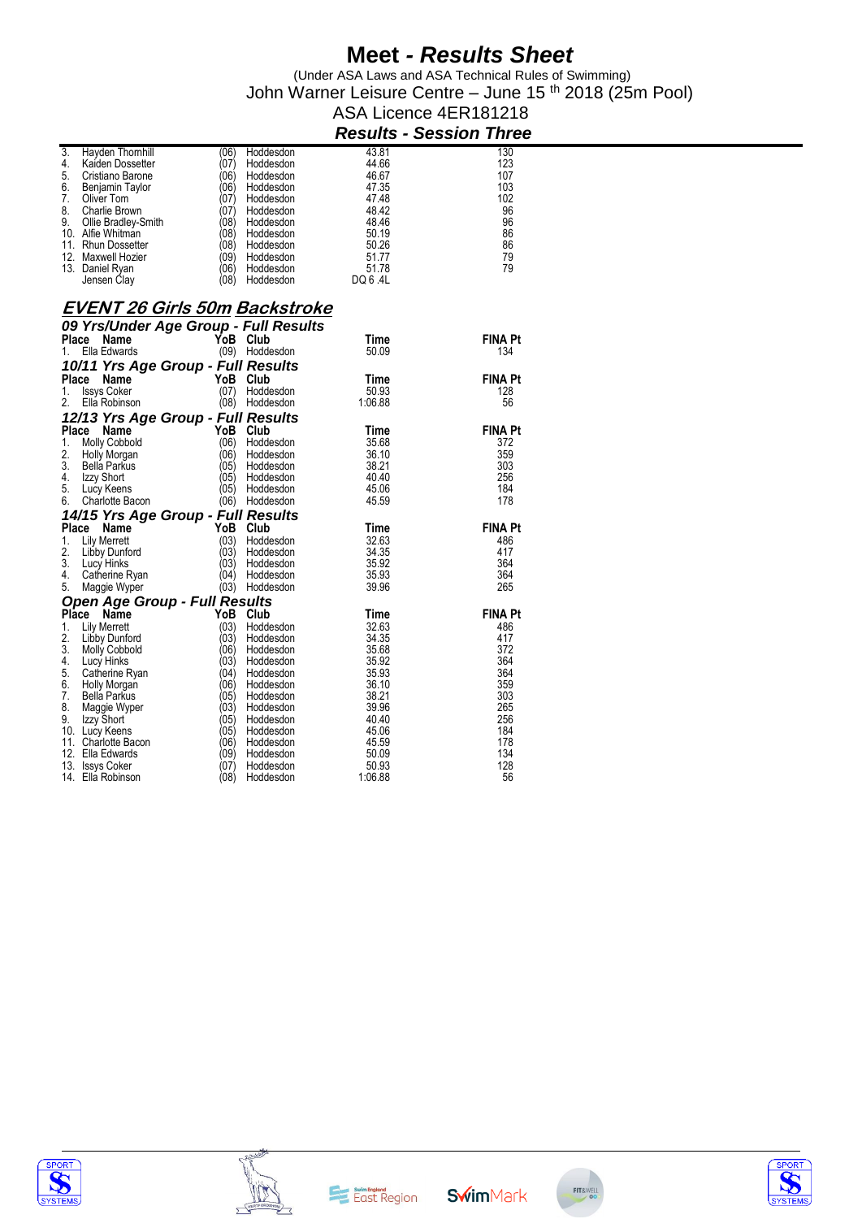# Meet - *Results Sheet*

(Under ASA Laws and ASA Technical Rules of Swimming)

John Warner Leisure Centre – June 15 th 2018 (25m Pool)

ASA Licence 4ER181218

## *Results - Session Three*

| Place | Name | YoB | Club | Time | FINA Pt |
|---|---|---|---|---|---|
| 3. | Hayden Thornhill | (06) | Hoddesdon | 43.81 | 130 |
| 4. | Kaiden Dossetter | (07) | Hoddesdon | 44.66 | 123 |
| 5. | Cristiano Barone | (06) | Hoddesdon | 46.67 | 107 |
| 6. | Benjamin Taylor | (06) | Hoddesdon | 47.35 | 103 |
| 7. | Oliver Tom | (07) | Hoddesdon | 47.48 | 102 |
| 8. | Charlie Brown | (07) | Hoddesdon | 48.42 | 96 |
| 9. | Ollie Bradley-Smith | (08) | Hoddesdon | 48.46 | 96 |
| 10. | Alfie Whitman | (08) | Hoddesdon | 50.19 | 86 |
| 11. | Rhun Dossetter | (08) | Hoddesdon | 50.26 | 86 |
| 12. | Maxwell Hozier | (09) | Hoddesdon | 51.77 | 79 |
| 13. | Daniel Ryan | (06) | Hoddesdon | 51.78 | 79 |
| | Jensen Clay | (08) | Hoddesdon | DQ 6 .4L | |

## *EVENT 26 Girls 50m Backstroke*

### *09 Yrs/Under Age Group - Full Results*

| Place | Name | YoB | Club | Time | FINA Pt |
|---|---|---|---|---|---|
| 1. | Ella Edwards | (09) | Hoddesdon | 50.09 | 134 |

### *10/11 Yrs Age Group - Full Results*

| Place | Name | YoB | Club | Time | FINA Pt |
|---|---|---|---|---|---|
| 1. | Issys Coker | (07) | Hoddesdon | 50.93 | 128 |
| 2. | Ella Robinson | (08) | Hoddesdon | 1:06.88 | 56 |

### *12/13 Yrs Age Group - Full Results*

| Place | Name | YoB | Club | Time | FINA Pt |
|---|---|---|---|---|---|
| 1. | Molly Cobbold | (06) | Hoddesdon | 35.68 | 372 |
| 2. | Holly Morgan | (06) | Hoddesdon | 36.10 | 359 |
| 3. | Bella Parkus | (05) | Hoddesdon | 38.21 | 303 |
| 4. | Izzy Short | (05) | Hoddesdon | 40.40 | 256 |
| 5. | Lucy Keens | (05) | Hoddesdon | 45.06 | 184 |
| 6. | Charlotte Bacon | (06) | Hoddesdon | 45.59 | 178 |

### *14/15 Yrs Age Group - Full Results*

| Place | Name | YoB | Club | Time | FINA Pt |
|---|---|---|---|---|---|
| 1. | Lily Merrett | (03) | Hoddesdon | 32.63 | 486 |
| 2. | Libby Dunford | (03) | Hoddesdon | 34.35 | 417 |
| 3. | Lucy Hinks | (03) | Hoddesdon | 35.92 | 364 |
| 4. | Catherine Ryan | (04) | Hoddesdon | 35.93 | 364 |
| 5. | Maggie Wyper | (03) | Hoddesdon | 39.96 | 265 |

### *Open Age Group - Full Results*

| Place | Name | YoB | Club | Time | FINA Pt |
|---|---|---|---|---|---|
| 1. | Lily Merrett | (03) | Hoddesdon | 32.63 | 486 |
| 2. | Libby Dunford | (03) | Hoddesdon | 34.35 | 417 |
| 3. | Molly Cobbold | (06) | Hoddesdon | 35.68 | 372 |
| 4. | Lucy Hinks | (03) | Hoddesdon | 35.92 | 364 |
| 5. | Catherine Ryan | (04) | Hoddesdon | 35.93 | 364 |
| 6. | Holly Morgan | (06) | Hoddesdon | 36.10 | 359 |
| 7. | Bella Parkus | (05) | Hoddesdon | 38.21 | 303 |
| 8. | Maggie Wyper | (03) | Hoddesdon | 39.96 | 265 |
| 9. | Izzy Short | (05) | Hoddesdon | 40.40 | 256 |
| 10. | Lucy Keens | (05) | Hoddesdon | 45.06 | 184 |
| 11. | Charlotte Bacon | (06) | Hoddesdon | 45.59 | 178 |
| 12. | Ella Edwards | (09) | Hoddesdon | 50.09 | 134 |
| 13. | Issys Coker | (07) | Hoddesdon | 50.93 | 128 |
| 14. | Ella Robinson | (08) | Hoddesdon | 1:06.88 | 56 |